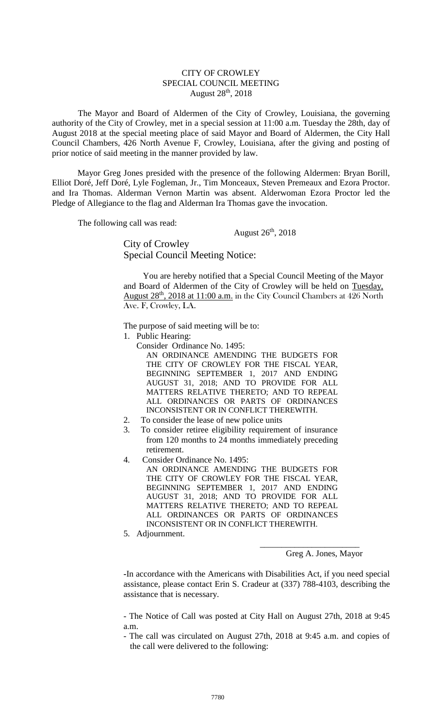CITY OF CROWLEY
SPECIAL COUNCIL MEETING
August 28th, 2018

The Mayor and Board of Aldermen of the City of Crowley, Louisiana, the governing authority of the City of Crowley, met in a special session at 11:00 a.m. Tuesday the 28th, day of August 2018 at the special meeting place of said Mayor and Board of Aldermen, the City Hall Council Chambers, 426 North Avenue F, Crowley, Louisiana, after the giving and posting of prior notice of said meeting in the manner provided by law.

Mayor Greg Jones presided with the presence of the following Aldermen: Bryan Borill, Elliot Doré, Jeff Doré, Lyle Fogleman, Jr., Tim Monceaux, Steven Premeaux and Ezora Proctor. and Ira Thomas. Alderman Vernon Martin was absent. Alderwoman Ezora Proctor led the Pledge of Allegiance to the flag and Alderman Ira Thomas gave the invocation.

The following call was read:

August 26th, 2018

City of Crowley
Special Council Meeting Notice:

You are hereby notified that a Special Council Meeting of the Mayor and Board of Aldermen of the City of Crowley will be held on Tuesday, August 28th, 2018 at 11:00 a.m. in the City Council Chambers at 426 North Ave. F, Crowley, LA.

The purpose of said meeting will be to:

1. Public Hearing:
   Consider Ordinance No. 1495:
   AN ORDINANCE AMENDING THE BUDGETS FOR THE CITY OF CROWLEY FOR THE FISCAL YEAR, BEGINNING SEPTEMBER 1, 2017 AND ENDING AUGUST 31, 2018; AND TO PROVIDE FOR ALL MATTERS RELATIVE THERETO; AND TO REPEAL ALL ORDINANCES OR PARTS OF ORDINANCES INCONSISTENT OR IN CONFLICT THEREWITH.
2. To consider the lease of new police units
3. To consider retiree eligibility requirement of insurance from 120 months to 24 months immediately preceding retirement.
4. Consider Ordinance No. 1495:
   AN ORDINANCE AMENDING THE BUDGETS FOR THE CITY OF CROWLEY FOR THE FISCAL YEAR, BEGINNING SEPTEMBER 1, 2017 AND ENDING AUGUST 31, 2018; AND TO PROVIDE FOR ALL MATTERS RELATIVE THERETO; AND TO REPEAL ALL ORDINANCES OR PARTS OF ORDINANCES INCONSISTENT OR IN CONFLICT THEREWITH.
5. Adjournment.

\_\_\_\_\_\_\_\_\_\_\_\_\_\_\_\_\_\_\_\_\_\_\_\_
Greg A. Jones, Mayor

-In accordance with the Americans with Disabilities Act, if you need special assistance, please contact Erin S. Cradeur at (337) 788-4103, describing the assistance that is necessary.

- The Notice of Call was posted at City Hall on August 27th, 2018 at 9:45 a.m.
- The call was circulated on August 27th, 2018 at 9:45 a.m. and copies of the call were delivered to the following: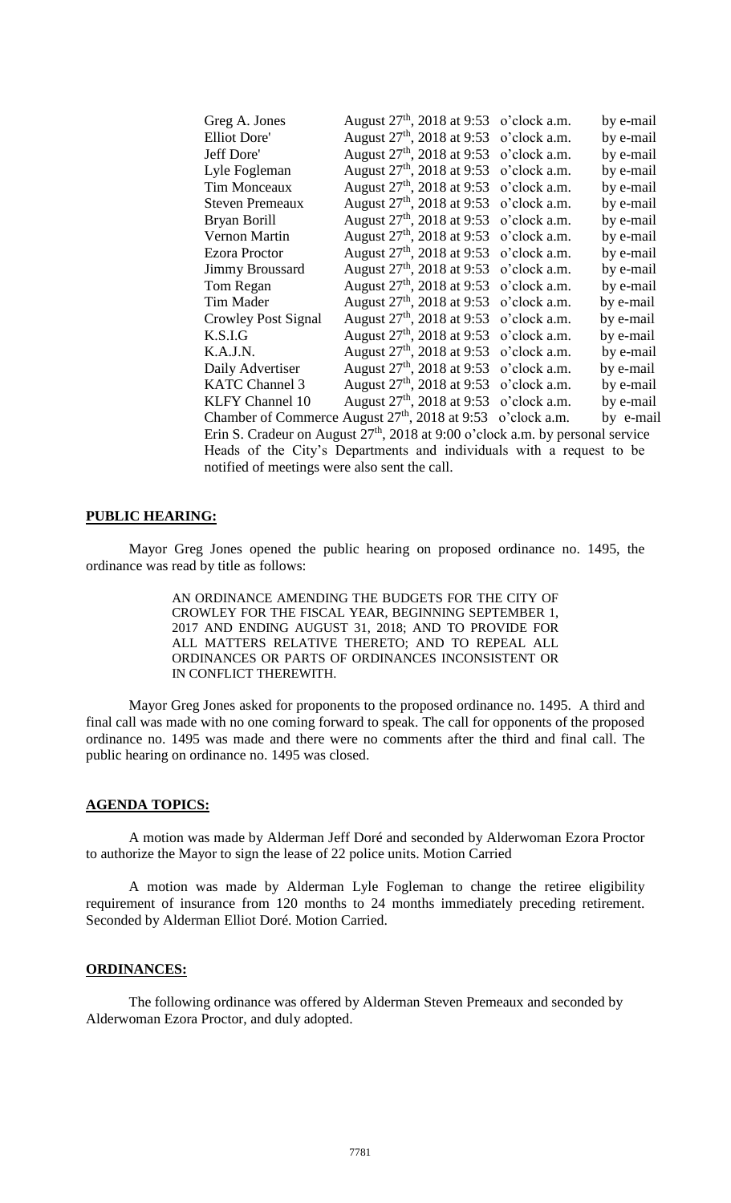| | | | |
|---|---|---|---|
| Greg A. Jones | August 27th, 2018 at 9:53 | o'clock a.m. | by e-mail |
| Elliot Dore' | August 27th, 2018 at 9:53 | o'clock a.m. | by e-mail |
| Jeff Dore' | August 27th, 2018 at 9:53 | o'clock a.m. | by e-mail |
| Lyle Fogleman | August 27th, 2018 at 9:53 | o'clock a.m. | by e-mail |
| Tim Monceaux | August 27th, 2018 at 9:53 | o'clock a.m. | by e-mail |
| Steven Premeaux | August 27th, 2018 at 9:53 | o'clock a.m. | by e-mail |
| Bryan Borill | August 27th, 2018 at 9:53 | o'clock a.m. | by e-mail |
| Vernon Martin | August 27th, 2018 at 9:53 | o'clock a.m. | by e-mail |
| Ezora Proctor | August 27th, 2018 at 9:53 | o'clock a.m. | by e-mail |
| Jimmy Broussard | August 27th, 2018 at 9:53 | o'clock a.m. | by e-mail |
| Tom Regan | August 27th, 2018 at 9:53 | o'clock a.m. | by e-mail |
| Tim Mader | August 27th, 2018 at 9:53 | o'clock a.m. | by e-mail |
| Crowley Post Signal | August 27th, 2018 at 9:53 | o'clock a.m. | by e-mail |
| K.S.I.G | August 27th, 2018 at 9:53 | o'clock a.m. | by e-mail |
| K.A.J.N. | August 27th, 2018 at 9:53 | o'clock a.m. | by e-mail |
| Daily Advertiser | August 27th, 2018 at 9:53 | o'clock a.m. | by e-mail |
| KATC Channel 3 | August 27th, 2018 at 9:53 | o'clock a.m. | by e-mail |
| KLFY Channel 10 | August 27th, 2018 at 9:53 | o'clock a.m. | by e-mail |
| Chamber of Commerce | August 27th, 2018 at 9:53 | o'clock a.m. | by e-mail |

Erin S. Cradeur on August 27th, 2018 at 9:00 o'clock a.m. by personal service
Heads of the City's Departments and individuals with a request to be notified of meetings were also sent the call.

## PUBLIC HEARING:

Mayor Greg Jones opened the public hearing on proposed ordinance no. 1495, the ordinance was read by title as follows:

> AN ORDINANCE AMENDING THE BUDGETS FOR THE CITY OF CROWLEY FOR THE FISCAL YEAR, BEGINNING SEPTEMBER 1, 2017 AND ENDING AUGUST 31, 2018; AND TO PROVIDE FOR ALL MATTERS RELATIVE THERETO; AND TO REPEAL ALL ORDINANCES OR PARTS OF ORDINANCES INCONSISTENT OR IN CONFLICT THEREWITH.

Mayor Greg Jones asked for proponents to the proposed ordinance no. 1495. A third and final call was made with no one coming forward to speak. The call for opponents of the proposed ordinance no. 1495 was made and there were no comments after the third and final call. The public hearing on ordinance no. 1495 was closed.

## AGENDA TOPICS:

A motion was made by Alderman Jeff Doré and seconded by Alderwoman Ezora Proctor to authorize the Mayor to sign the lease of 22 police units. Motion Carried

A motion was made by Alderman Lyle Fogleman to change the retiree eligibility requirement of insurance from 120 months to 24 months immediately preceding retirement. Seconded by Alderman Elliot Doré. Motion Carried.

## ORDINANCES:

The following ordinance was offered by Alderman Steven Premeaux and seconded by Alderwoman Ezora Proctor, and duly adopted.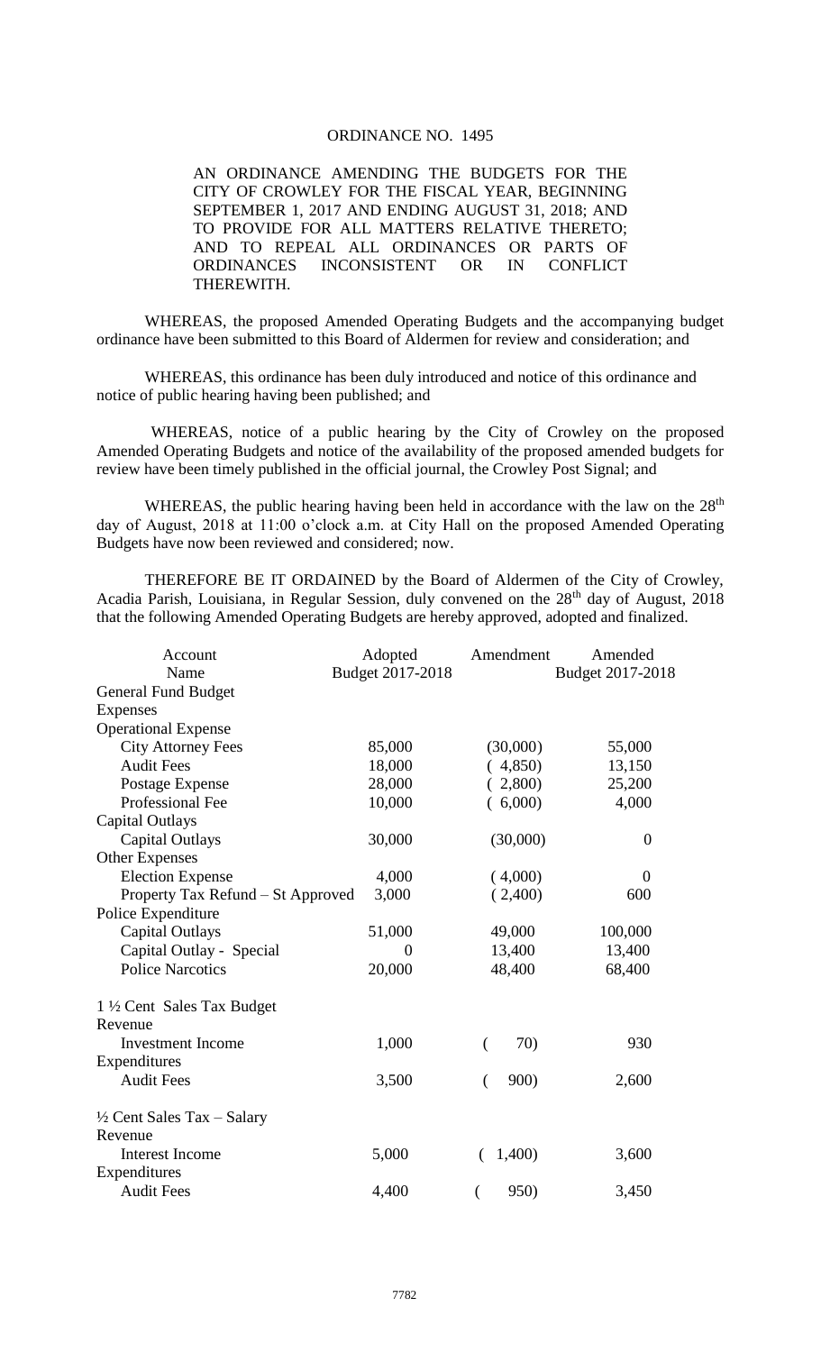ORDINANCE NO. 1495

AN ORDINANCE AMENDING THE BUDGETS FOR THE CITY OF CROWLEY FOR THE FISCAL YEAR, BEGINNING SEPTEMBER 1, 2017 AND ENDING AUGUST 31, 2018; AND TO PROVIDE FOR ALL MATTERS RELATIVE THERETO; AND TO REPEAL ALL ORDINANCES OR PARTS OF ORDINANCES INCONSISTENT OR IN CONFLICT THEREWITH.

WHEREAS, the proposed Amended Operating Budgets and the accompanying budget ordinance have been submitted to this Board of Aldermen for review and consideration; and

WHEREAS, this ordinance has been duly introduced and notice of this ordinance and notice of public hearing having been published; and

WHEREAS, notice of a public hearing by the City of Crowley on the proposed Amended Operating Budgets and notice of the availability of the proposed amended budgets for review have been timely published in the official journal, the Crowley Post Signal; and

WHEREAS, the public hearing having been held in accordance with the law on the 28th day of August, 2018 at 11:00 o'clock a.m. at City Hall on the proposed Amended Operating Budgets have now been reviewed and considered; now.

THEREFORE BE IT ORDAINED by the Board of Aldermen of the City of Crowley, Acadia Parish, Louisiana, in Regular Session, duly convened on the 28th day of August, 2018 that the following Amended Operating Budgets are hereby approved, adopted and finalized.

| Account Name | Adopted Budget 2017-2018 | Amendment | Amended Budget 2017-2018 |
|---|---|---|---|
| General Fund Budget | | | |
| Expenses | | | |
| Operational Expense | | | |
| City Attorney Fees | 85,000 | (30,000) | 55,000 |
| Audit Fees | 18,000 | ( 4,850) | 13,150 |
| Postage Expense | 28,000 | ( 2,800) | 25,200 |
| Professional Fee | 10,000 | ( 6,000) | 4,000 |
| Capital Outlays | | | |
| Capital Outlays | 30,000 | (30,000) | 0 |
| Other Expenses | | | |
| Election Expense | 4,000 | ( 4,000) | 0 |
| Property Tax Refund – St Approved | 3,000 | ( 2,400) | 600 |
| Police Expenditure | | | |
| Capital Outlays | 51,000 | 49,000 | 100,000 |
| Capital Outlay - Special | 0 | 13,400 | 13,400 |
| Police Narcotics | 20,000 | 48,400 | 68,400 |
| | | | |
| 1 ½ Cent Sales Tax Budget | | | |
| Revenue | | | |
| Investment Income | 1,000 | ( 70) | 930 |
| Expenditures | | | |
| Audit Fees | 3,500 | ( 900) | 2,600 |
| | | | |
| ½ Cent Sales Tax – Salary | | | |
| Revenue | | | |
| Interest Income | 5,000 | ( 1,400) | 3,600 |
| Expenditures | | | |
| Audit Fees | 4,400 | ( 950) | 3,450 |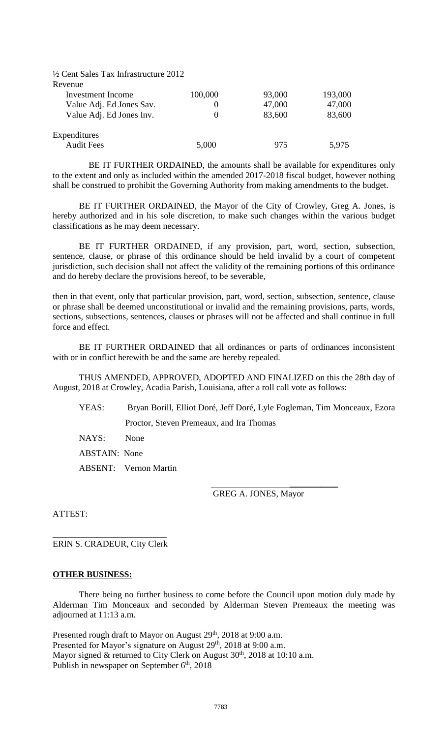| | | | |
|---|---|---|---|
| ½ Cent Sales Tax Infrastructure 2012 | | | |
| Revenue | | | |
| Investment Income | 100,000 | 93,000 | 193,000 |
| Value Adj. Ed Jones Sav. | 0 | 47,000 | 47,000 |
| Value Adj. Ed Jones Inv. | 0 | 83,600 | 83,600 |
| Expenditures | | | |
| Audit Fees | 5,000 | 975 | 5,975 |

BE IT FURTHER ORDAINED, the amounts shall be available for expenditures only to the extent and only as included within the amended 2017-2018 fiscal budget, however nothing shall be construed to prohibit the Governing Authority from making amendments to the budget.

BE IT FURTHER ORDAINED, the Mayor of the City of Crowley, Greg A. Jones, is hereby authorized and in his sole discretion, to make such changes within the various budget classifications as he may deem necessary.

BE IT FURTHER ORDAINED, if any provision, part, word, section, subsection, sentence, clause, or phrase of this ordinance should be held invalid by a court of competent jurisdiction, such decision shall not affect the validity of the remaining portions of this ordinance and do hereby declare the provisions hereof, to be severable,

then in that event, only that particular provision, part, word, section, subsection, sentence, clause or phrase shall be deemed unconstitutional or invalid and the remaining provisions, parts, words, sections, subsections, sentences, clauses or phrases will not be affected and shall continue in full force and effect.

BE IT FURTHER ORDAINED that all ordinances or parts of ordinances inconsistent with or in conflict herewith be and the same are hereby repealed.

THUS AMENDED, APPROVED, ADOPTED AND FINALIZED on this the 28th day of August, 2018 at Crowley, Acadia Parish, Louisiana, after a roll call vote as follows:

YEAS: Bryan Borill, Elliot Doré, Jeff Doré, Lyle Fogleman, Tim Monceaux, Ezora Proctor, Steven Premeaux, and Ira Thomas

NAYS: None

ABSTAIN: None

ABSENT: Vernon Martin

GREG A. JONES, Mayor

ATTEST:

ERIN S. CRADEUR, City Clerk

**OTHER BUSINESS:**

There being no further business to come before the Council upon motion duly made by Alderman Tim Monceaux and seconded by Alderman Steven Premeaux the meeting was adjourned at 11:13 a.m.

Presented rough draft to Mayor on August 29th, 2018 at 9:00 a.m.
Presented for Mayor's signature on August 29th, 2018 at 9:00 a.m.
Mayor signed & returned to City Clerk on August 30th, 2018 at 10:10 a.m.
Publish in newspaper on September 6th, 2018